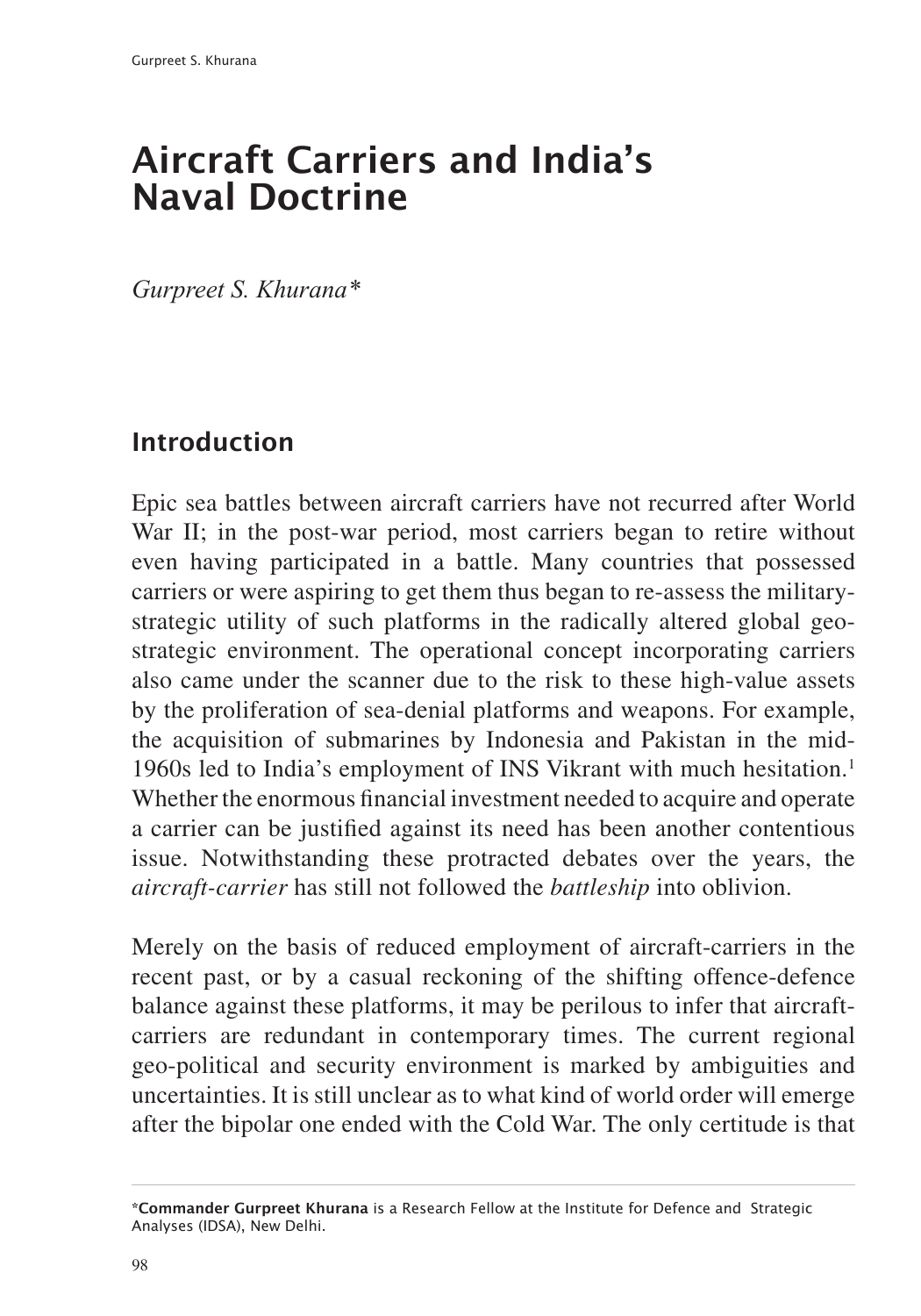# Aircraft Carriers and India's Naval Doctrine

*Gurpreet S. Khurana**

## Introduction

Epic sea battles between aircraft carriers have not recurred after World War II; in the post-war period, most carriers began to retire without even having participated in a battle. Many countries that possessed carriers or were aspiring to get them thus began to re-assess the military-strategic utility of such platforms in the radically altered global geo-strategic environment. The operational concept incorporating carriers also came under the scanner due to the risk to these high-value assets by the proliferation of sea-denial platforms and weapons. For example, the acquisition of submarines by Indonesia and Pakistan in the mid-1960s led to India's employment of INS Vikrant with much hesitation.[1] Whether the enormous financial investment needed to acquire and operate a carrier can be justified against its need has been another contentious issue. Notwithstanding these protracted debates over the years, the *aircraft-carrier* has still not followed the *battleship* into oblivion.

Merely on the basis of reduced employment of aircraft-carriers in the recent past, or by a casual reckoning of the shifting offence-defence balance against these platforms, it may be perilous to infer that aircraft-carriers are redundant in contemporary times. The current regional geo-political and security environment is marked by ambiguities and uncertainties. It is still unclear as to what kind of world order will emerge after the bipolar one ended with the Cold War. The only certitude is that

---

***Commander Gurpreet Khurana** is a Research Fellow at the Institute for Defence and Strategic Analyses (IDSA), New Delhi.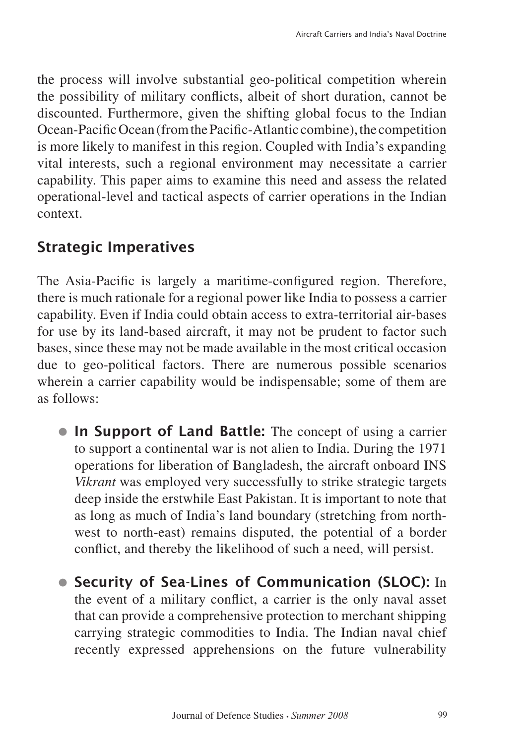the process will involve substantial geo-political competition wherein the possibility of military conflicts, albeit of short duration, cannot be discounted. Furthermore, given the shifting global focus to the Indian Ocean-Pacific Ocean (from the Pacific-Atlantic combine), the competition is more likely to manifest in this region. Coupled with India's expanding vital interests, such a regional environment may necessitate a carrier capability. This paper aims to examine this need and assess the related operational-level and tactical aspects of carrier operations in the Indian context.

## Strategic Imperatives

The Asia-Pacific is largely a maritime-configured region. Therefore, there is much rationale for a regional power like India to possess a carrier capability. Even if India could obtain access to extra-territorial air-bases for use by its land-based aircraft, it may not be prudent to factor such bases, since these may not be made available in the most critical occasion due to geo-political factors. There are numerous possible scenarios wherein a carrier capability would be indispensable; some of them are as follows:

- **In Support of Land Battle:** The concept of using a carrier to support a continental war is not alien to India. During the 1971 operations for liberation of Bangladesh, the aircraft onboard INS *Vikrant* was employed very successfully to strike strategic targets deep inside the erstwhile East Pakistan. It is important to note that as long as much of India's land boundary (stretching from north-west to north-east) remains disputed, the potential of a border conflict, and thereby the likelihood of such a need, will persist.

- **Security of Sea-Lines of Communication (SLOC):** In the event of a military conflict, a carrier is the only naval asset that can provide a comprehensive protection to merchant shipping carrying strategic commodities to India. The Indian naval chief recently expressed apprehensions on the future vulnerability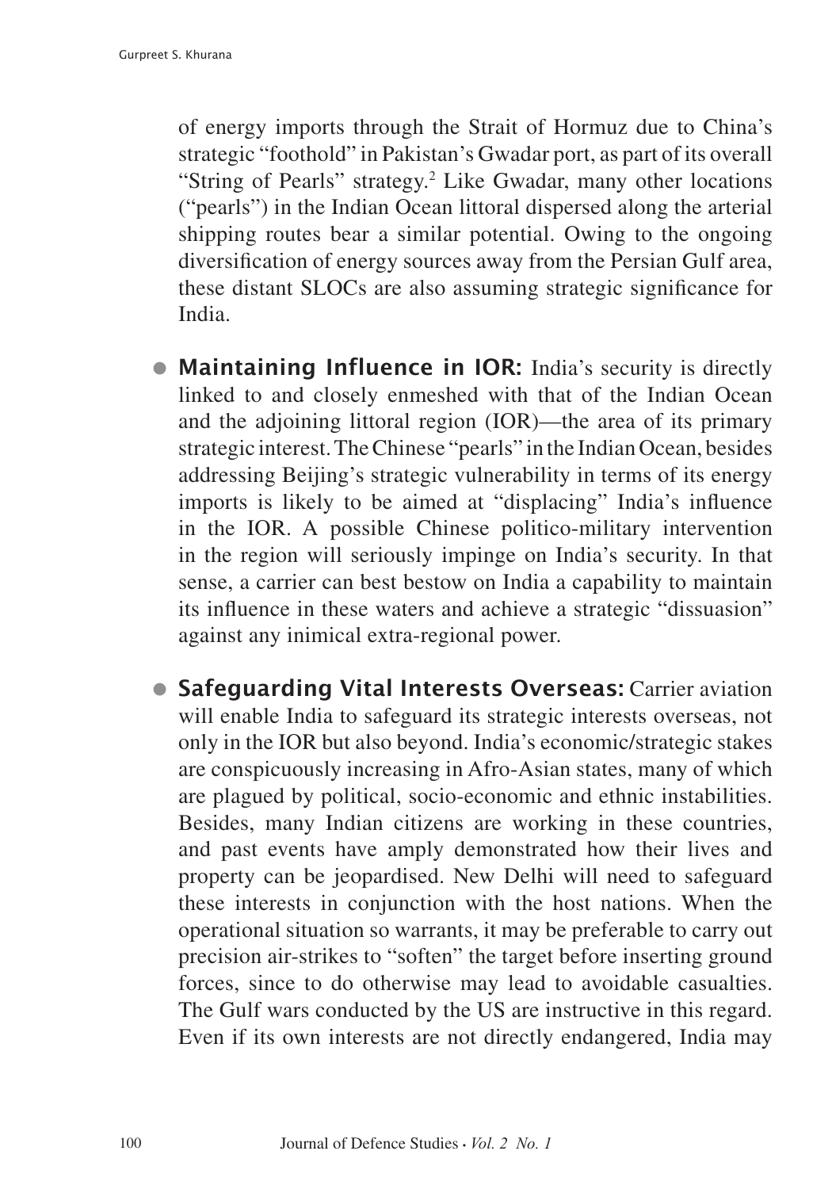of energy imports through the Strait of Hormuz due to China's strategic "foothold" in Pakistan's Gwadar port, as part of its overall "String of Pearls" strategy.[2] Like Gwadar, many other locations ("pearls") in the Indian Ocean littoral dispersed along the arterial shipping routes bear a similar potential. Owing to the ongoing diversification of energy sources away from the Persian Gulf area, these distant SLOCs are also assuming strategic significance for India.

- **Maintaining Influence in IOR:** India's security is directly linked to and closely enmeshed with that of the Indian Ocean and the adjoining littoral region (IOR)—the area of its primary strategic interest. The Chinese "pearls" in the Indian Ocean, besides addressing Beijing's strategic vulnerability in terms of its energy imports is likely to be aimed at "displacing" India's influence in the IOR. A possible Chinese politico-military intervention in the region will seriously impinge on India's security. In that sense, a carrier can best bestow on India a capability to maintain its influence in these waters and achieve a strategic "dissuasion" against any inimical extra-regional power.

- **Safeguarding Vital Interests Overseas:** Carrier aviation will enable India to safeguard its strategic interests overseas, not only in the IOR but also beyond. India's economic/strategic stakes are conspicuously increasing in Afro-Asian states, many of which are plagued by political, socio-economic and ethnic instabilities. Besides, many Indian citizens are working in these countries, and past events have amply demonstrated how their lives and property can be jeopardised. New Delhi will need to safeguard these interests in conjunction with the host nations. When the operational situation so warrants, it may be preferable to carry out precision air-strikes to "soften" the target before inserting ground forces, since to do otherwise may lead to avoidable casualties. The Gulf wars conducted by the US are instructive in this regard. Even if its own interests are not directly endangered, India may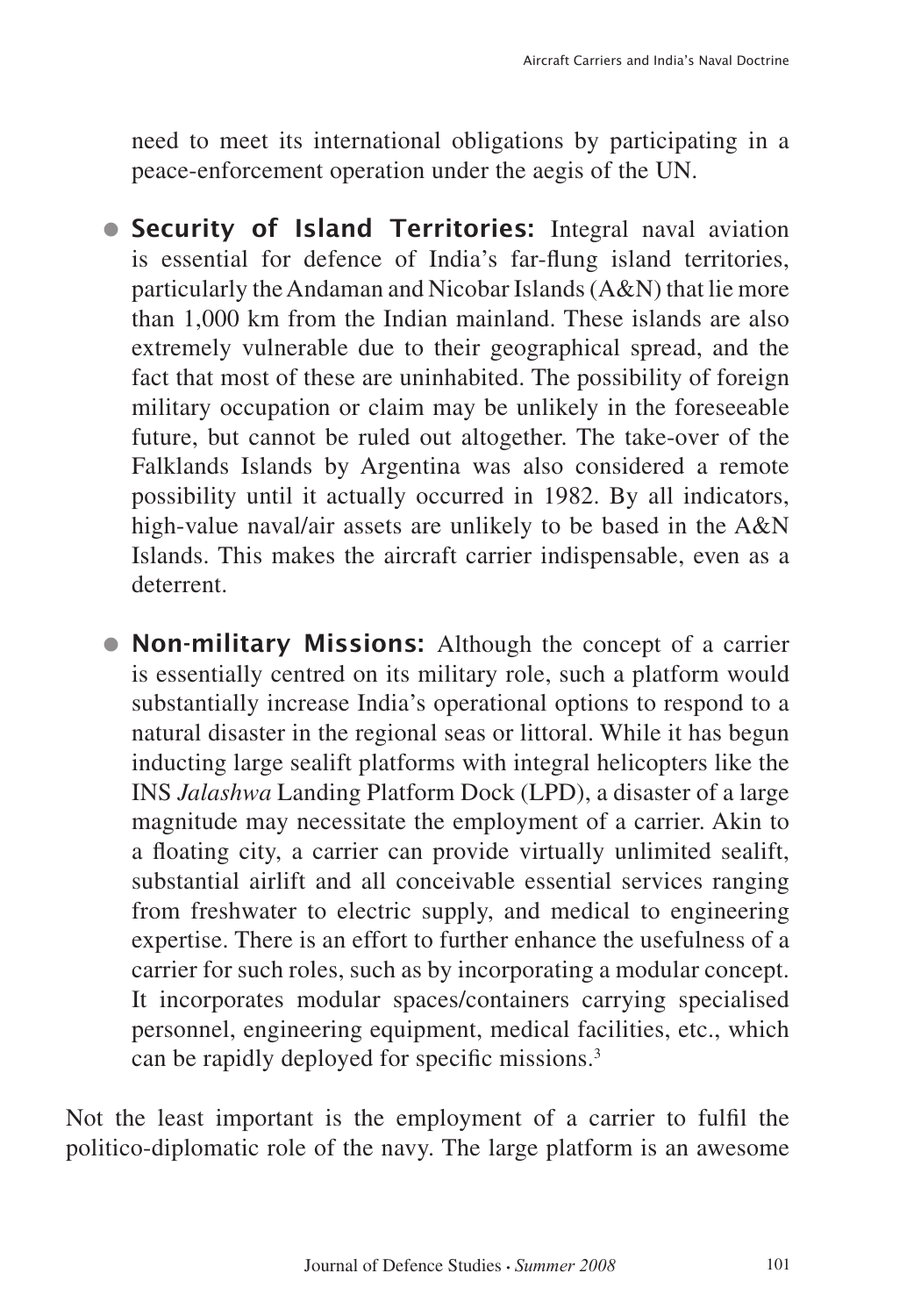need to meet its international obligations by participating in a peace-enforcement operation under the aegis of the UN.

- **Security of Island Territories:** Integral naval aviation is essential for defence of India's far-flung island territories, particularly the Andaman and Nicobar Islands (A&N) that lie more than 1,000 km from the Indian mainland. These islands are also extremely vulnerable due to their geographical spread, and the fact that most of these are uninhabited. The possibility of foreign military occupation or claim may be unlikely in the foreseeable future, but cannot be ruled out altogether. The take-over of the Falklands Islands by Argentina was also considered a remote possibility until it actually occurred in 1982. By all indicators, high-value naval/air assets are unlikely to be based in the A&N Islands. This makes the aircraft carrier indispensable, even as a deterrent.

- **Non-military Missions:** Although the concept of a carrier is essentially centred on its military role, such a platform would substantially increase India's operational options to respond to a natural disaster in the regional seas or littoral. While it has begun inducting large sealift platforms with integral helicopters like the INS *Jalashwa* Landing Platform Dock (LPD), a disaster of a large magnitude may necessitate the employment of a carrier. Akin to a floating city, a carrier can provide virtually unlimited sealift, substantial airlift and all conceivable essential services ranging from freshwater to electric supply, and medical to engineering expertise. There is an effort to further enhance the usefulness of a carrier for such roles, such as by incorporating a modular concept. It incorporates modular spaces/containers carrying specialised personnel, engineering equipment, medical facilities, etc., which can be rapidly deployed for specific missions.[3]

Not the least important is the employment of a carrier to fulfil the politico-diplomatic role of the navy. The large platform is an awesome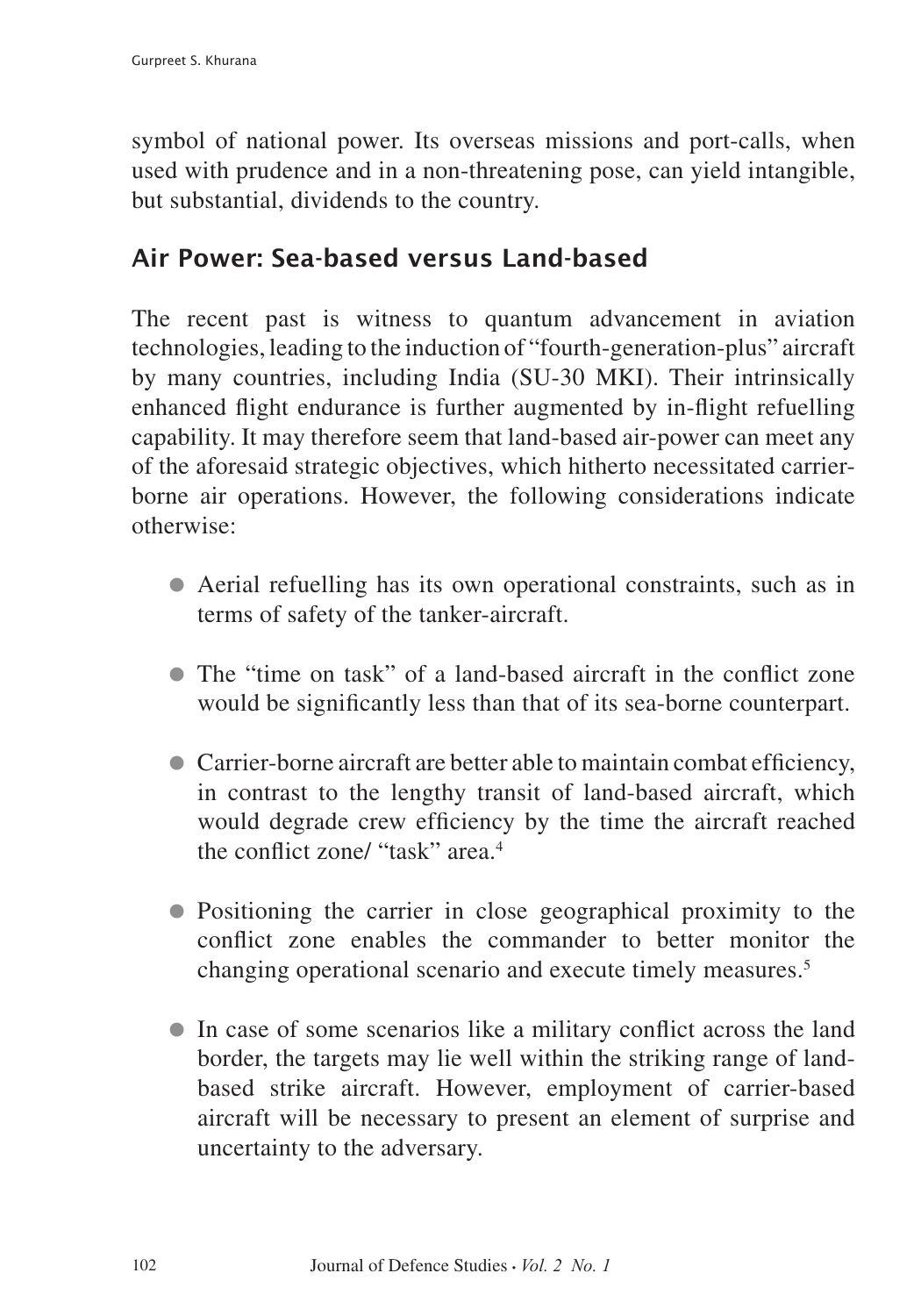symbol of national power. Its overseas missions and port-calls, when used with prudence and in a non-threatening pose, can yield intangible, but substantial, dividends to the country.

## Air Power: Sea-based versus Land-based

The recent past is witness to quantum advancement in aviation technologies, leading to the induction of "fourth-generation-plus" aircraft by many countries, including India (SU-30 MKI). Their intrinsically enhanced flight endurance is further augmented by in-flight refuelling capability. It may therefore seem that land-based air-power can meet any of the aforesaid strategic objectives, which hitherto necessitated carrier-borne air operations. However, the following considerations indicate otherwise:

- Aerial refuelling has its own operational constraints, such as in terms of safety of the tanker-aircraft.
- The "time on task" of a land-based aircraft in the conflict zone would be significantly less than that of its sea-borne counterpart.
- Carrier-borne aircraft are better able to maintain combat efficiency, in contrast to the lengthy transit of land-based aircraft, which would degrade crew efficiency by the time the aircraft reached the conflict zone/ "task" area.[4]
- Positioning the carrier in close geographical proximity to the conflict zone enables the commander to better monitor the changing operational scenario and execute timely measures.[5]
- In case of some scenarios like a military conflict across the land border, the targets may lie well within the striking range of land-based strike aircraft. However, employment of carrier-based aircraft will be necessary to present an element of surprise and uncertainty to the adversary.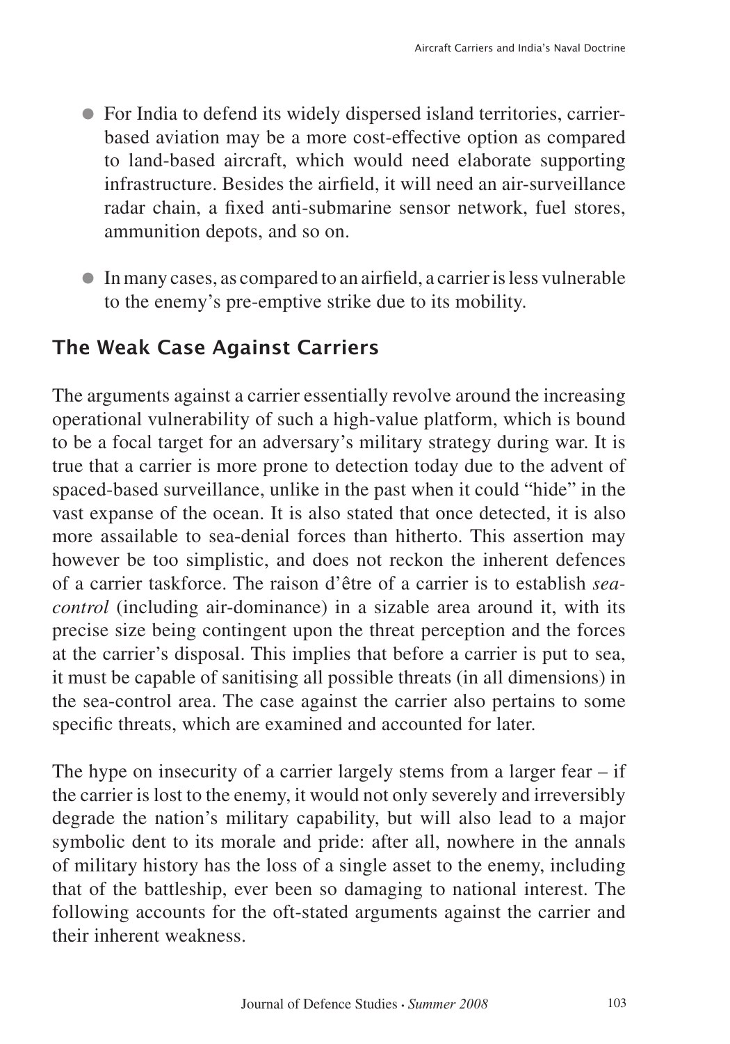- For India to defend its widely dispersed island territories, carrier-based aviation may be a more cost-effective option as compared to land-based aircraft, which would need elaborate supporting infrastructure. Besides the airfield, it will need an air-surveillance radar chain, a fixed anti-submarine sensor network, fuel stores, ammunition depots, and so on.

- In many cases, as compared to an airfield, a carrier is less vulnerable to the enemy's pre-emptive strike due to its mobility.

## The Weak Case Against Carriers

The arguments against a carrier essentially revolve around the increasing operational vulnerability of such a high-value platform, which is bound to be a focal target for an adversary's military strategy during war. It is true that a carrier is more prone to detection today due to the advent of spaced-based surveillance, unlike in the past when it could "hide" in the vast expanse of the ocean. It is also stated that once detected, it is also more assailable to sea-denial forces than hitherto. This assertion may however be too simplistic, and does not reckon the inherent defences of a carrier taskforce. The raison d'être of a carrier is to establish *sea-control* (including air-dominance) in a sizable area around it, with its precise size being contingent upon the threat perception and the forces at the carrier's disposal. This implies that before a carrier is put to sea, it must be capable of sanitising all possible threats (in all dimensions) in the sea-control area. The case against the carrier also pertains to some specific threats, which are examined and accounted for later.

The hype on insecurity of a carrier largely stems from a larger fear – if the carrier is lost to the enemy, it would not only severely and irreversibly degrade the nation's military capability, but will also lead to a major symbolic dent to its morale and pride: after all, nowhere in the annals of military history has the loss of a single asset to the enemy, including that of the battleship, ever been so damaging to national interest. The following accounts for the oft-stated arguments against the carrier and their inherent weakness.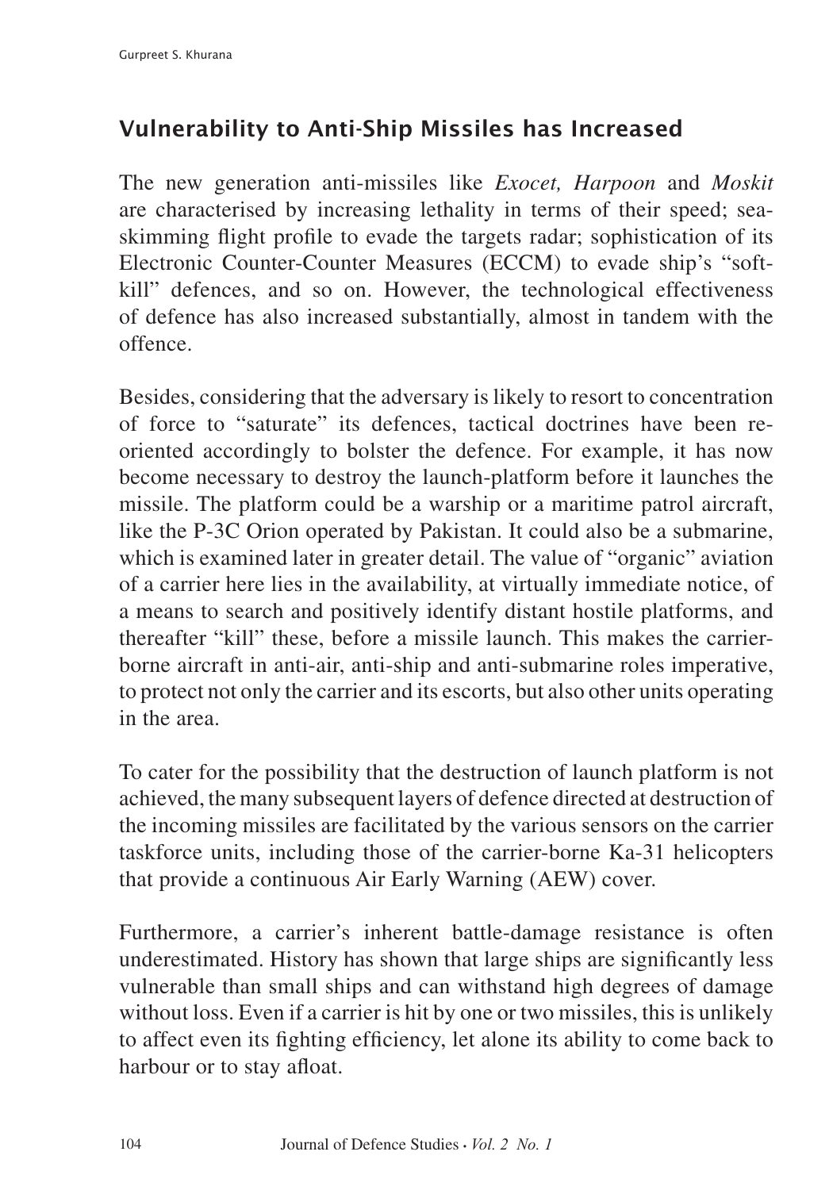## Vulnerability to Anti-Ship Missiles has Increased

The new generation anti-missiles like *Exocet, Harpoon* and *Moskit* are characterised by increasing lethality in terms of their speed; sea-skimming flight profile to evade the targets radar; sophistication of its Electronic Counter-Counter Measures (ECCM) to evade ship's "soft-kill" defences, and so on. However, the technological effectiveness of defence has also increased substantially, almost in tandem with the offence.

Besides, considering that the adversary is likely to resort to concentration of force to "saturate" its defences, tactical doctrines have been re-oriented accordingly to bolster the defence. For example, it has now become necessary to destroy the launch-platform before it launches the missile. The platform could be a warship or a maritime patrol aircraft, like the P-3C Orion operated by Pakistan. It could also be a submarine, which is examined later in greater detail. The value of "organic" aviation of a carrier here lies in the availability, at virtually immediate notice, of a means to search and positively identify distant hostile platforms, and thereafter "kill" these, before a missile launch. This makes the carrier-borne aircraft in anti-air, anti-ship and anti-submarine roles imperative, to protect not only the carrier and its escorts, but also other units operating in the area.

To cater for the possibility that the destruction of launch platform is not achieved, the many subsequent layers of defence directed at destruction of the incoming missiles are facilitated by the various sensors on the carrier taskforce units, including those of the carrier-borne Ka-31 helicopters that provide a continuous Air Early Warning (AEW) cover.

Furthermore, a carrier's inherent battle-damage resistance is often underestimated. History has shown that large ships are significantly less vulnerable than small ships and can withstand high degrees of damage without loss. Even if a carrier is hit by one or two missiles, this is unlikely to affect even its fighting efficiency, let alone its ability to come back to harbour or to stay afloat.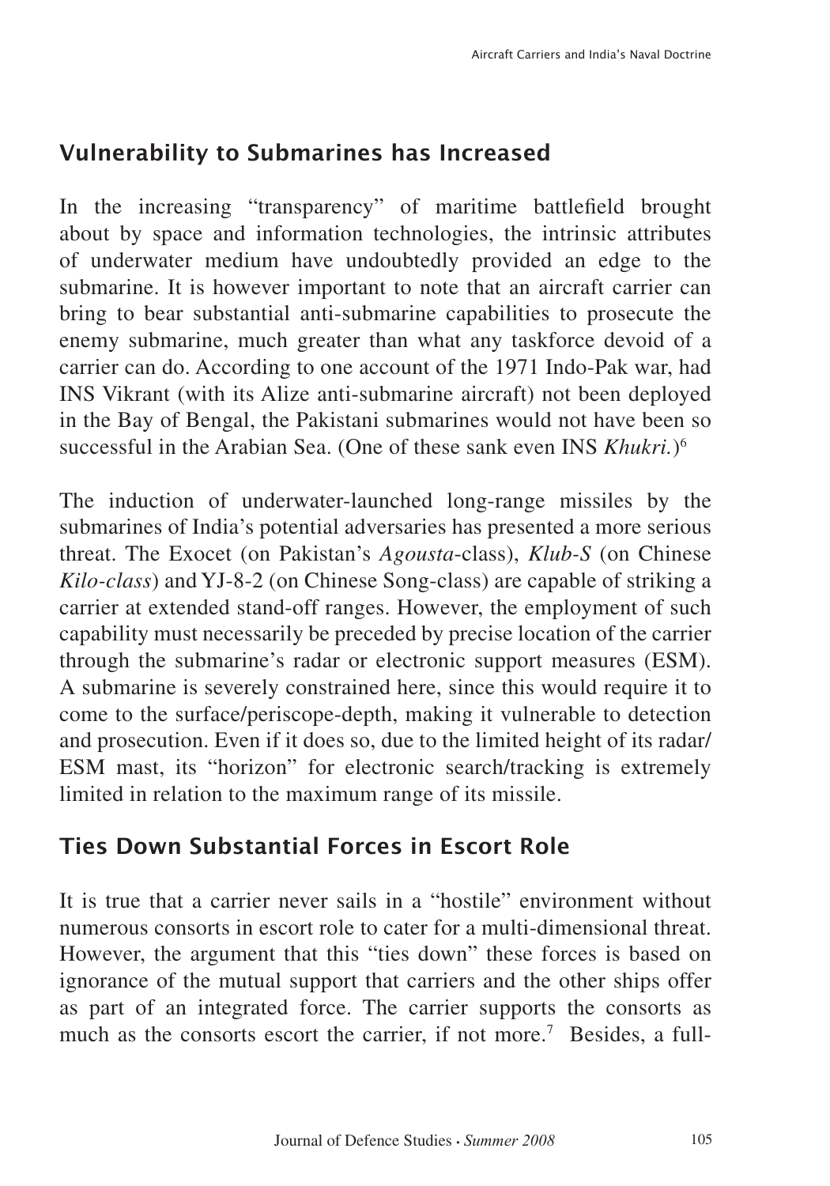## Vulnerability to Submarines has Increased

In the increasing "transparency" of maritime battlefield brought about by space and information technologies, the intrinsic attributes of underwater medium have undoubtedly provided an edge to the submarine. It is however important to note that an aircraft carrier can bring to bear substantial anti-submarine capabilities to prosecute the enemy submarine, much greater than what any taskforce devoid of a carrier can do. According to one account of the 1971 Indo-Pak war, had INS Vikrant (with its Alize anti-submarine aircraft) not been deployed in the Bay of Bengal, the Pakistani submarines would not have been so successful in the Arabian Sea. (One of these sank even INS *Khukri.*)[6]

The induction of underwater-launched long-range missiles by the submarines of India's potential adversaries has presented a more serious threat. The Exocet (on Pakistan's *Agousta*-class), *Klub-S* (on Chinese *Kilo-class*) and YJ-8-2 (on Chinese Song-class) are capable of striking a carrier at extended stand-off ranges. However, the employment of such capability must necessarily be preceded by precise location of the carrier through the submarine's radar or electronic support measures (ESM). A submarine is severely constrained here, since this would require it to come to the surface/periscope-depth, making it vulnerable to detection and prosecution. Even if it does so, due to the limited height of its radar/ESM mast, its "horizon" for electronic search/tracking is extremely limited in relation to the maximum range of its missile.

## Ties Down Substantial Forces in Escort Role

It is true that a carrier never sails in a "hostile" environment without numerous consorts in escort role to cater for a multi-dimensional threat. However, the argument that this "ties down" these forces is based on ignorance of the mutual support that carriers and the other ships offer as part of an integrated force. The carrier supports the consorts as much as the consorts escort the carrier, if not more.[7] Besides, a full-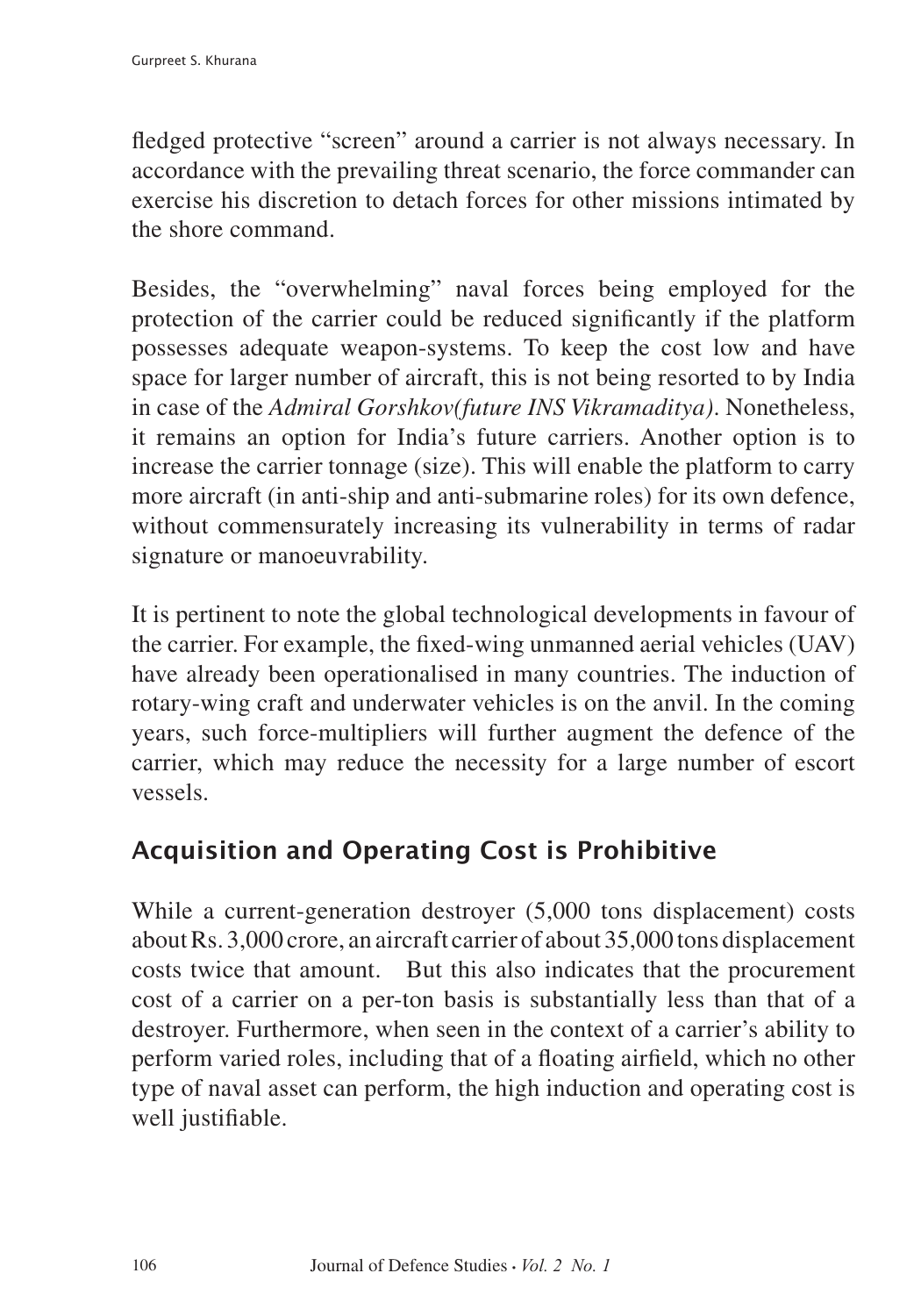fledged protective "screen" around a carrier is not always necessary. In accordance with the prevailing threat scenario, the force commander can exercise his discretion to detach forces for other missions intimated by the shore command.

Besides, the "overwhelming" naval forces being employed for the protection of the carrier could be reduced significantly if the platform possesses adequate weapon-systems. To keep the cost low and have space for larger number of aircraft, this is not being resorted to by India in case of the *Admiral Gorshkov(future INS Vikramaditya)*. Nonetheless, it remains an option for India's future carriers. Another option is to increase the carrier tonnage (size). This will enable the platform to carry more aircraft (in anti-ship and anti-submarine roles) for its own defence, without commensurately increasing its vulnerability in terms of radar signature or manoeuvrability.

It is pertinent to note the global technological developments in favour of the carrier. For example, the fixed-wing unmanned aerial vehicles (UAV) have already been operationalised in many countries. The induction of rotary-wing craft and underwater vehicles is on the anvil. In the coming years, such force-multipliers will further augment the defence of the carrier, which may reduce the necessity for a large number of escort vessels.

## Acquisition and Operating Cost is Prohibitive

While a current-generation destroyer (5,000 tons displacement) costs about Rs. 3,000 crore, an aircraft carrier of about 35,000 tons displacement costs twice that amount. But this also indicates that the procurement cost of a carrier on a per-ton basis is substantially less than that of a destroyer. Furthermore, when seen in the context of a carrier's ability to perform varied roles, including that of a floating airfield, which no other type of naval asset can perform, the high induction and operating cost is well justifiable.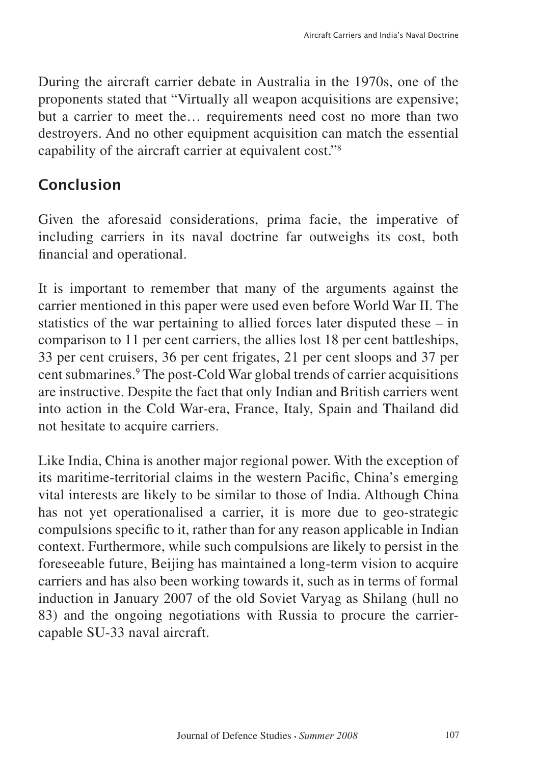During the aircraft carrier debate in Australia in the 1970s, one of the proponents stated that "Virtually all weapon acquisitions are expensive; but a carrier to meet the… requirements need cost no more than two destroyers. And no other equipment acquisition can match the essential capability of the aircraft carrier at equivalent cost."[8]

## Conclusion

Given the aforesaid considerations, prima facie, the imperative of including carriers in its naval doctrine far outweighs its cost, both financial and operational.

It is important to remember that many of the arguments against the carrier mentioned in this paper were used even before World War II. The statistics of the war pertaining to allied forces later disputed these – in comparison to 11 per cent carriers, the allies lost 18 per cent battleships, 33 per cent cruisers, 36 per cent frigates, 21 per cent sloops and 37 per cent submarines.[9] The post-Cold War global trends of carrier acquisitions are instructive. Despite the fact that only Indian and British carriers went into action in the Cold War-era, France, Italy, Spain and Thailand did not hesitate to acquire carriers.

Like India, China is another major regional power. With the exception of its maritime-territorial claims in the western Pacific, China's emerging vital interests are likely to be similar to those of India. Although China has not yet operationalised a carrier, it is more due to geo-strategic compulsions specific to it, rather than for any reason applicable in Indian context. Furthermore, while such compulsions are likely to persist in the foreseeable future, Beijing has maintained a long-term vision to acquire carriers and has also been working towards it, such as in terms of formal induction in January 2007 of the old Soviet Varyag as Shilang (hull no 83) and the ongoing negotiations with Russia to procure the carrier-capable SU-33 naval aircraft.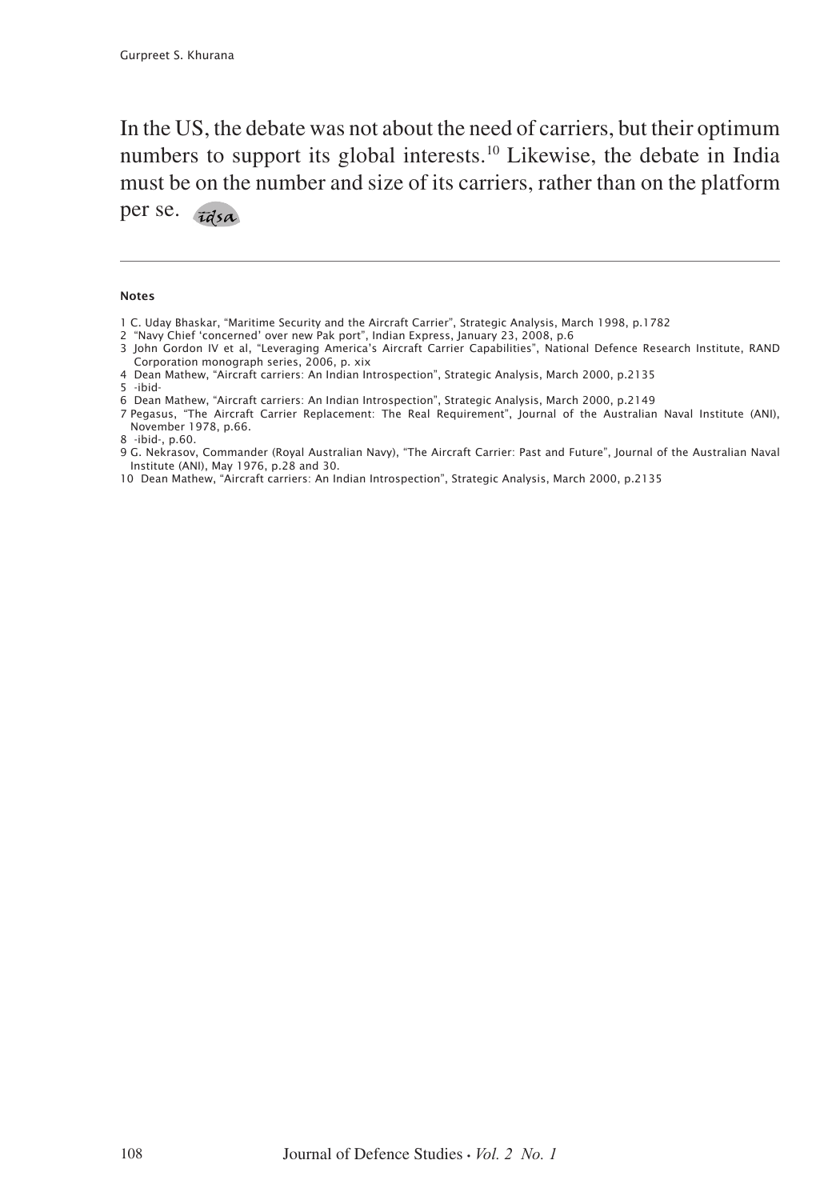In the US, the debate was not about the need of carriers, but their optimum numbers to support its global interests.[10] Likewise, the debate in India must be on the number and size of its carriers, rather than on the platform per se.

**Notes**

1 C. Uday Bhaskar, "Maritime Security and the Aircraft Carrier", Strategic Analysis, March 1998, p.1782
2 "Navy Chief 'concerned' over new Pak port", Indian Express, January 23, 2008, p.6
3 John Gordon IV et al, "Leveraging America's Aircraft Carrier Capabilities", National Defence Research Institute, RAND Corporation monograph series, 2006, p. xix
4 Dean Mathew, "Aircraft carriers: An Indian Introspection", Strategic Analysis, March 2000, p.2135
5 -ibid-
6 Dean Mathew, "Aircraft carriers: An Indian Introspection", Strategic Analysis, March 2000, p.2149
7 Pegasus, "The Aircraft Carrier Replacement: The Real Requirement", Journal of the Australian Naval Institute (ANI), November 1978, p.66.
8 -ibid-, p.60.
9 G. Nekrasov, Commander (Royal Australian Navy), "The Aircraft Carrier: Past and Future", Journal of the Australian Naval Institute (ANI), May 1976, p.28 and 30.
10 Dean Mathew, "Aircraft carriers: An Indian Introspection", Strategic Analysis, March 2000, p.2135